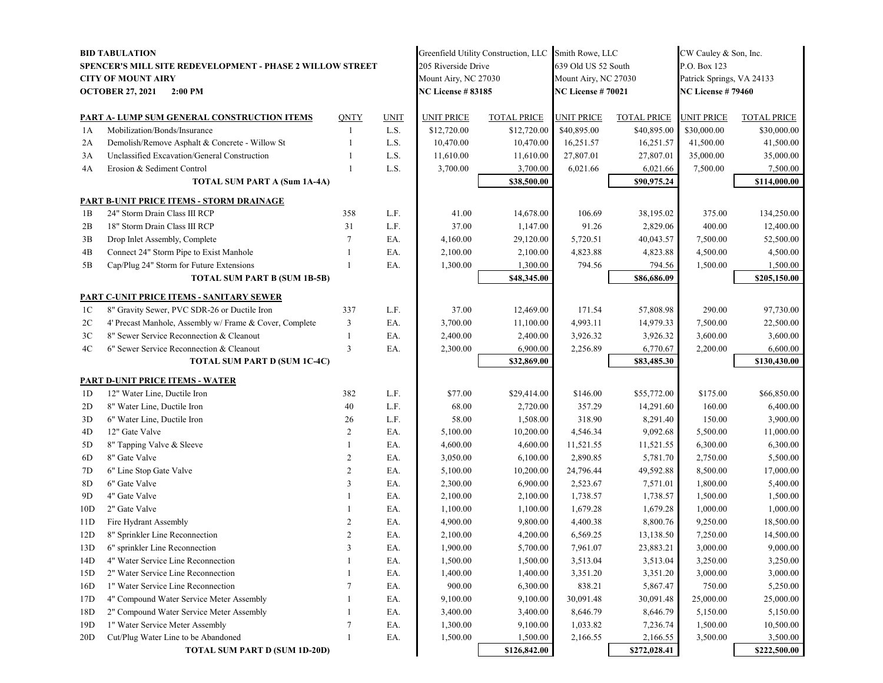**BID TABULATION**
**SPENCER'S MILL SITE REDEVELOPMENT - PHASE 2 WILLOW STREET**
**CITY OF MOUNT AIRY**
**OCTOBER 27, 2021 2:00 PM**

| | | | | Greenfield Utility Construction, LLC<br>205 Riverside Drive<br>Mount Airy, NC 27030<br>**NC License # 83185** | | Smith Rowe, LLC<br>639 Old US 52 South<br>Mount Airy, NC 27030<br>**NC License # 70021** | | CW Cauley & Son, Inc.<br>P.O. Box 123<br>Patrick Springs, VA 24133<br>**NC License # 79460** | |
|---|---|---|---|---|---|---|---|---|---|
| | **PART A- LUMP SUM GENERAL CONSTRUCTION ITEMS** | QNTY | UNIT | UNIT PRICE | TOTAL PRICE | UNIT PRICE | TOTAL PRICE | UNIT PRICE | TOTAL PRICE |
| 1A | Mobilization/Bonds/Insurance | 1 | L.S. | $12,720.00 | $12,720.00 | $40,895.00 | $40,895.00 | $30,000.00 | $30,000.00 |
| 2A | Demolish/Remove Asphalt & Concrete - Willow St | 1 | L.S. | 10,470.00 | 10,470.00 | 16,251.57 | 16,251.57 | 41,500.00 | 41,500.00 |
| 3A | Unclassified Excavation/General Construction | 1 | L.S. | 11,610.00 | 11,610.00 | 27,807.01 | 27,807.01 | 35,000.00 | 35,000.00 |
| 4A | Erosion & Sediment Control | 1 | L.S. | 3,700.00 | 3,700.00 | 6,021.66 | 6,021.66 | 7,500.00 | 7,500.00 |
| | **TOTAL SUM PART A (Sum 1A-4A)** | | | | **$38,500.00** | | **$90,975.24** | | **$114,000.00** |
| | **PART B-UNIT PRICE ITEMS - STORM DRAINAGE** | | | | | | | | |
| 1B | 24" Storm Drain Class III RCP | 358 | L.F. | 41.00 | 14,678.00 | 106.69 | 38,195.02 | 375.00 | 134,250.00 |
| 2B | 18" Storm Drain Class III RCP | 31 | L.F. | 37.00 | 1,147.00 | 91.26 | 2,829.06 | 400.00 | 12,400.00 |
| 3B | Drop Inlet Assembly, Complete | 7 | EA. | 4,160.00 | 29,120.00 | 5,720.51 | 40,043.57 | 7,500.00 | 52,500.00 |
| 4B | Connect 24" Storm Pipe to Exist Manhole | 1 | EA. | 2,100.00 | 2,100.00 | 4,823.88 | 4,823.88 | 4,500.00 | 4,500.00 |
| 5B | Cap/Plug 24" Storm for Future Extensions | 1 | EA. | 1,300.00 | 1,300.00 | 794.56 | 794.56 | 1,500.00 | 1,500.00 |
| | **TOTAL SUM PART B (SUM 1B-5B)** | | | | **$48,345.00** | | **$86,686.09** | | **$205,150.00** |
| | **PART C-UNIT PRICE ITEMS - SANITARY SEWER** | | | | | | | | |
| 1C | 8" Gravity Sewer, PVC SDR-26 or Ductile Iron | 337 | L.F. | 37.00 | 12,469.00 | 171.54 | 57,808.98 | 290.00 | 97,730.00 |
| 2C | 4' Precast Manhole, Assembly w/ Frame & Cover, Complete | 3 | EA. | 3,700.00 | 11,100.00 | 4,993.11 | 14,979.33 | 7,500.00 | 22,500.00 |
| 3C | 8" Sewer Service Reconnection & Cleanout | 1 | EA. | 2,400.00 | 2,400.00 | 3,926.32 | 3,926.32 | 3,600.00 | 3,600.00 |
| 4C | 6" Sewer Service Reconnection & Cleanout | 3 | EA. | 2,300.00 | 6,900.00 | 2,256.89 | 6,770.67 | 2,200.00 | 6,600.00 |
| | **TOTAL SUM PART D (SUM 1C-4C)** | | | | **$32,869.00** | | **$83,485.30** | | **$130,430.00** |
| | **PART D-UNIT PRICE ITEMS - WATER** | | | | | | | | |
| 1D | 12" Water Line, Ductile Iron | 382 | L.F. | $77.00 | $29,414.00 | $146.00 | $55,772.00 | $175.00 | $66,850.00 |
| 2D | 8" Water Line, Ductile Iron | 40 | L.F. | 68.00 | 2,720.00 | 357.29 | 14,291.60 | 160.00 | 6,400.00 |
| 3D | 6" Water Line, Ductile Iron | 26 | L.F. | 58.00 | 1,508.00 | 318.90 | 8,291.40 | 150.00 | 3,900.00 |
| 4D | 12" Gate Valve | 2 | EA. | 5,100.00 | 10,200.00 | 4,546.34 | 9,092.68 | 5,500.00 | 11,000.00 |
| 5D | 8" Tapping Valve & Sleeve | 1 | EA. | 4,600.00 | 4,600.00 | 11,521.55 | 11,521.55 | 6,300.00 | 6,300.00 |
| 6D | 8" Gate Valve | 2 | EA. | 3,050.00 | 6,100.00 | 2,890.85 | 5,781.70 | 2,750.00 | 5,500.00 |
| 7D | 6" Line Stop Gate Valve | 2 | EA. | 5,100.00 | 10,200.00 | 24,796.44 | 49,592.88 | 8,500.00 | 17,000.00 |
| 8D | 6" Gate Valve | 3 | EA. | 2,300.00 | 6,900.00 | 2,523.67 | 7,571.01 | 1,800.00 | 5,400.00 |
| 9D | 4" Gate Valve | 1 | EA. | 2,100.00 | 2,100.00 | 1,738.57 | 1,738.57 | 1,500.00 | 1,500.00 |
| 10D | 2" Gate Valve | 1 | EA. | 1,100.00 | 1,100.00 | 1,679.28 | 1,679.28 | 1,000.00 | 1,000.00 |
| 11D | Fire Hydrant Assembly | 2 | EA. | 4,900.00 | 9,800.00 | 4,400.38 | 8,800.76 | 9,250.00 | 18,500.00 |
| 12D | 8" Sprinkler Line Reconnection | 2 | EA. | 2,100.00 | 4,200.00 | 6,569.25 | 13,138.50 | 7,250.00 | 14,500.00 |
| 13D | 6" sprinkler Line Reconnection | 3 | EA. | 1,900.00 | 5,700.00 | 7,961.07 | 23,883.21 | 3,000.00 | 9,000.00 |
| 14D | 4" Water Service Line Reconnection | 1 | EA. | 1,500.00 | 1,500.00 | 3,513.04 | 3,513.04 | 3,250.00 | 3,250.00 |
| 15D | 2" Water Service Line Reconnection | 1 | EA. | 1,400.00 | 1,400.00 | 3,351.20 | 3,351.20 | 3,000.00 | 3,000.00 |
| 16D | 1" Water Service Line Reconnection | 7 | EA. | 900.00 | 6,300.00 | 838.21 | 5,867.47 | 750.00 | 5,250.00 |
| 17D | 4" Compound Water Service Meter Assembly | 1 | EA. | 9,100.00 | 9,100.00 | 30,091.48 | 30,091.48 | 25,000.00 | 25,000.00 |
| 18D | 2" Compound Water Service Meter Assembly | 1 | EA. | 3,400.00 | 3,400.00 | 8,646.79 | 8,646.79 | 5,150.00 | 5,150.00 |
| 19D | 1" Water Service Meter Assembly | 7 | EA. | 1,300.00 | 9,100.00 | 1,033.82 | 7,236.74 | 1,500.00 | 10,500.00 |
| 20D | Cut/Plug Water Line to be Abandoned | 1 | EA. | 1,500.00 | 1,500.00 | 2,166.55 | 2,166.55 | 3,500.00 | 3,500.00 |
| | **TOTAL SUM PART D (SUM 1D-20D)** | | | | **$126,842.00** | | **$272,028.41** | | **$222,500.00** |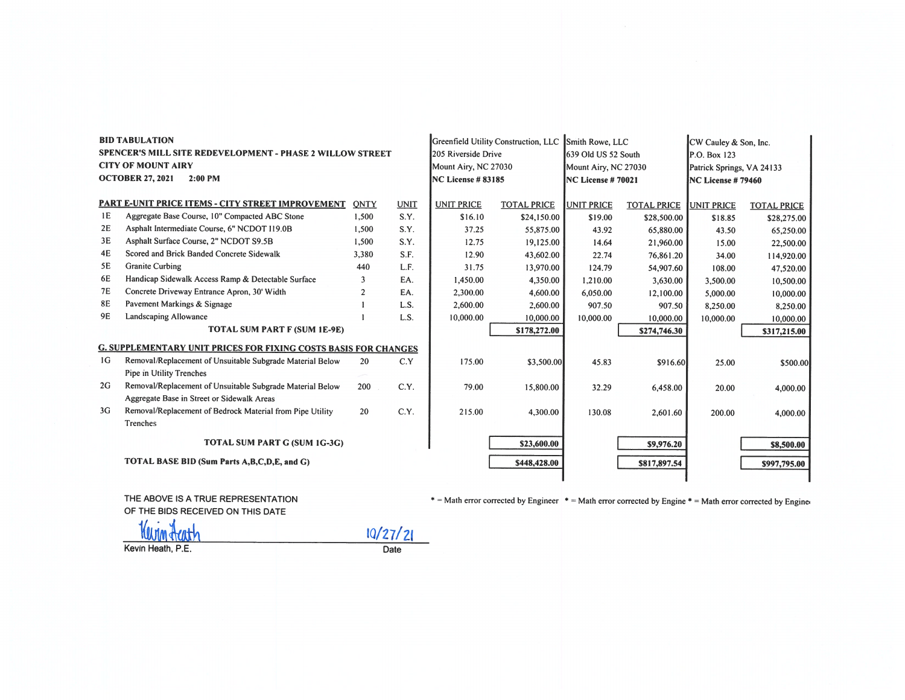**BID TABULATION**
**SPENCER'S MILL SITE REDEVELOPMENT - PHASE 2 WILLOW STREET**
**CITY OF MOUNT AIRY**
**OCTOBER 27, 2021 2:00 PM**

| | | | | Greenfield Utility Construction, LLC<br>205 Riverside Drive<br>Mount Airy, NC 27030<br>**NC License # 83185** | | Smith Rowe, LLC<br>639 Old US 52 South<br>Mount Airy, NC 27030<br>**NC License # 70021** | | CW Cauley & Son, Inc.<br>P.O. Box 123<br>Patrick Springs, VA 24133<br>**NC License # 79460** | |
|---|---|---|---|---|---|---|---|---|---|
| | **PART E-UNIT PRICE ITEMS - CITY STREET IMPROVEMENT** | QNTY | UNIT | UNIT PRICE | TOTAL PRICE | UNIT PRICE | TOTAL PRICE | UNIT PRICE | TOTAL PRICE |
| 1E | Aggregate Base Course, 10" Compacted ABC Stone | 1,500 | S.Y. | $16.10 | $24,150.00 | $19.00 | $28,500.00 | $18.85 | $28,275.00 |
| 2E | Asphalt Intermediate Course, 6" NCDOT I19.0B | 1,500 | S.Y. | 37.25 | 55,875.00 | 43.92 | 65,880.00 | 43.50 | 65,250.00 |
| 3E | Asphalt Surface Course, 2" NCDOT S9.5B | 1,500 | S.Y. | 12.75 | 19,125.00 | 14.64 | 21,960.00 | 15.00 | 22,500.00 |
| 4E | Scored and Brick Banded Concrete Sidewalk | 3,380 | S.F. | 12.90 | 43,602.00 | 22.74 | 76,861.20 | 34.00 | 114,920.00 |
| 5E | Granite Curbing | 440 | L.F. | 31.75 | 13,970.00 | 124.79 | 54,907.60 | 108.00 | 47,520.00 |
| 6E | Handicap Sidewalk Access Ramp & Detectable Surface | 3 | EA. | 1,450.00 | 4,350.00 | 1,210.00 | 3,630.00 | 3,500.00 | 10,500.00 |
| 7E | Concrete Driveway Entrance Apron, 30' Width | 2 | EA. | 2,300.00 | 4,600.00 | 6,050.00 | 12,100.00 | 5,000.00 | 10,000.00 |
| 8E | Pavement Markings & Signage | 1 | L.S. | 2,600.00 | 2,600.00 | 907.50 | 907.50 | 8,250.00 | 8,250.00 |
| 9E | Landscaping Allowance | 1 | L.S. | 10,000.00 | 10,000.00 | 10,000.00 | 10,000.00 | 10,000.00 | 10,000.00 |
| | **TOTAL SUM PART F (SUM 1E-9E)** | | | | **$178,272.00** | | **$274,746.30** | | **$317,215.00** |
| | **G. SUPPLEMENTARY UNIT PRICES FOR FIXING COSTS BASIS FOR CHANGES** | | | | | | | | |
| 1G | Removal/Replacement of Unsuitable Subgrade Material Below Pipe in Utility Trenches | 20 | C.Y | 175.00 | $3,500.00 | 45.83 | $916.60 | 25.00 | $500.00 |
| 2G | Removal/Replacement of Unsuitable Subgrade Material Below Aggregate Base in Street or Sidewalk Areas | 200 | C.Y. | 79.00 | 15,800.00 | 32.29 | 6,458.00 | 20.00 | 4,000.00 |
| 3G | Removal/Replacement of Bedrock Material from Pipe Utility Trenches | 20 | C.Y. | 215.00 | 4,300.00 | 130.08 | 2,601.60 | 200.00 | 4,000.00 |
| | **TOTAL SUM PART G (SUM 1G-3G)** | | | | **$23,600.00** | | **$9,976.20** | | **$8,500.00** |
| | **TOTAL BASE BID (Sum Parts A,B,C,D,E, and G)** | | | | **$448,428.00** | | **$817,897.54** | | **$997,795.00** |

* = Math error corrected by Engineer * = Math error corrected by Engine * = Math error corrected by Engine

THE ABOVE IS A TRUE REPRESENTATION
OF THE BIDS RECEIVED ON THIS DATE

Kevin Heath
Kevin Heath, P.E.

10/27/21
Date